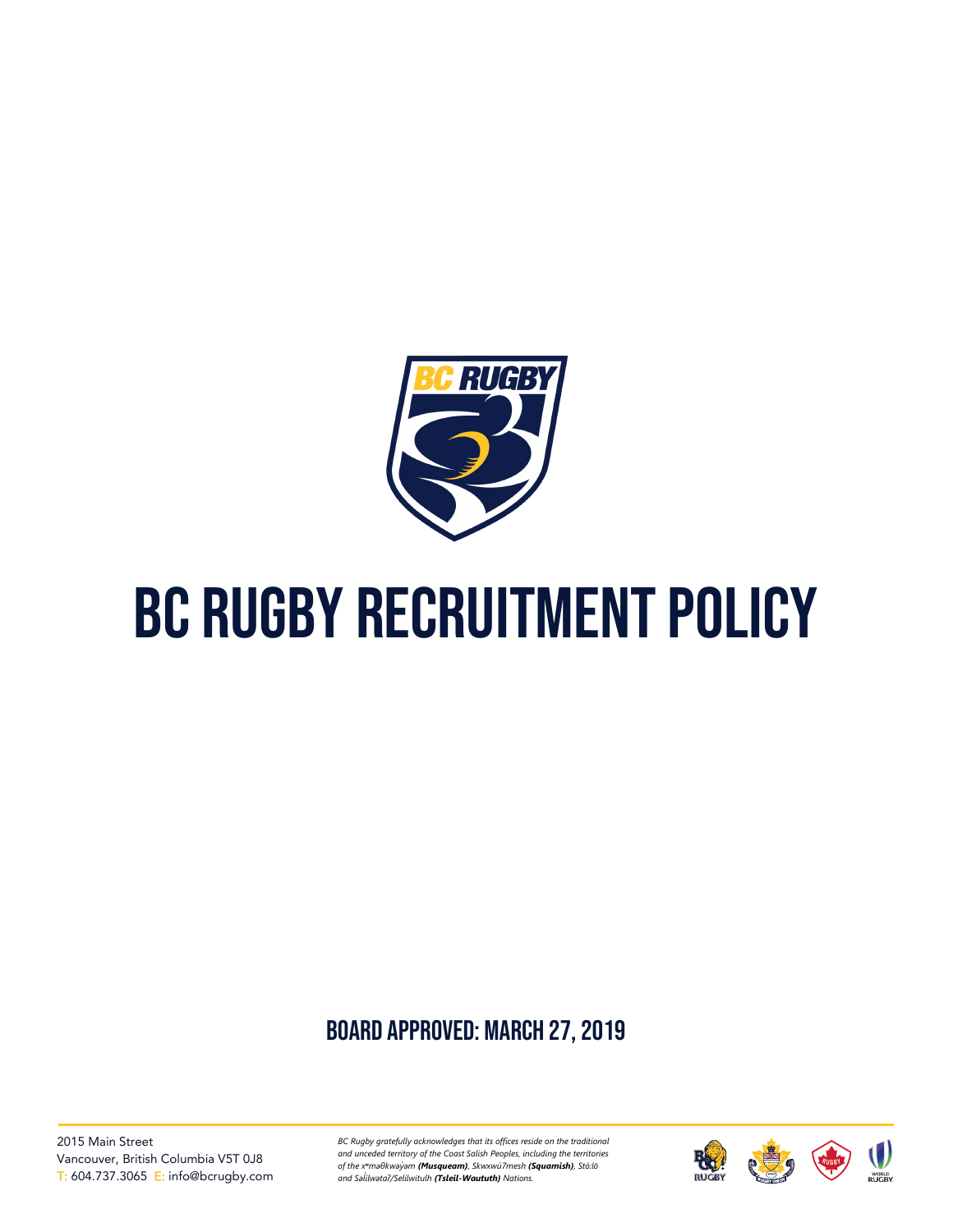# BC RUGBY RECRUITMENT POLICY

## BOARD APPROVED: MARCH 27, 2019

2015 Main Street
Vancouver, British Columbia V5T 0J8
T: 604.737.3065 E: info@bcrugby.com

*BC Rugby gratefully acknowledges that its offices reside on the traditional and unceded territory of the Coast Salish Peoples, including the territories of the xʷməθkʷəy̓əm* ***(Musqueam)****, Skwxwú7mesh* ***(Squamish)****, Stó:lō and Səl̓ílwətaʔ/Selilwitulh* ***(Tsleil-Waututh)*** *Nations.*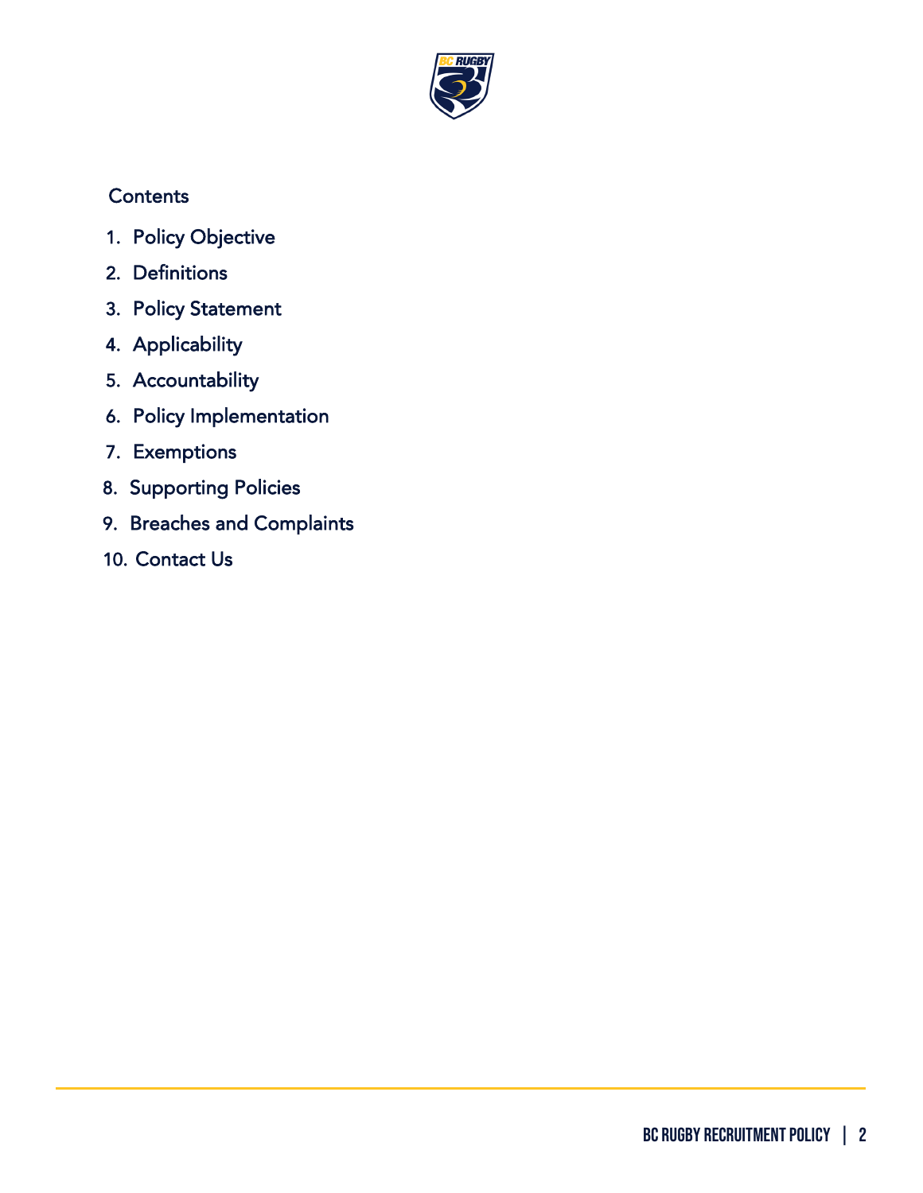## Contents

1. Policy Objective
2. Definitions
3. Policy Statement
4. Applicability
5. Accountability
6. Policy Implementation
7. Exemptions
8. Supporting Policies
9. Breaches and Complaints
10. Contact Us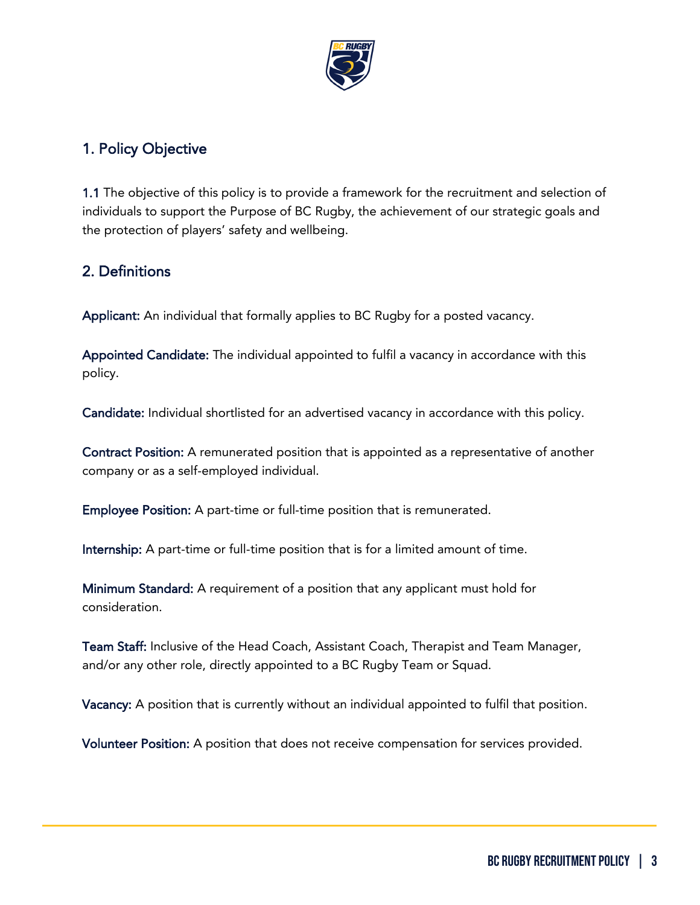## 1. Policy Objective

**1.1** The objective of this policy is to provide a framework for the recruitment and selection of individuals to support the Purpose of BC Rugby, the achievement of our strategic goals and the protection of players' safety and wellbeing.

## 2. Definitions

**Applicant:** An individual that formally applies to BC Rugby for a posted vacancy.

**Appointed Candidate:** The individual appointed to fulfil a vacancy in accordance with this policy.

**Candidate:** Individual shortlisted for an advertised vacancy in accordance with this policy.

**Contract Position:** A remunerated position that is appointed as a representative of another company or as a self-employed individual.

**Employee Position:** A part-time or full-time position that is remunerated.

**Internship:** A part-time or full-time position that is for a limited amount of time.

**Minimum Standard:** A requirement of a position that any applicant must hold for consideration.

**Team Staff:** Inclusive of the Head Coach, Assistant Coach, Therapist and Team Manager, and/or any other role, directly appointed to a BC Rugby Team or Squad.

**Vacancy:** A position that is currently without an individual appointed to fulfil that position.

**Volunteer Position:** A position that does not receive compensation for services provided.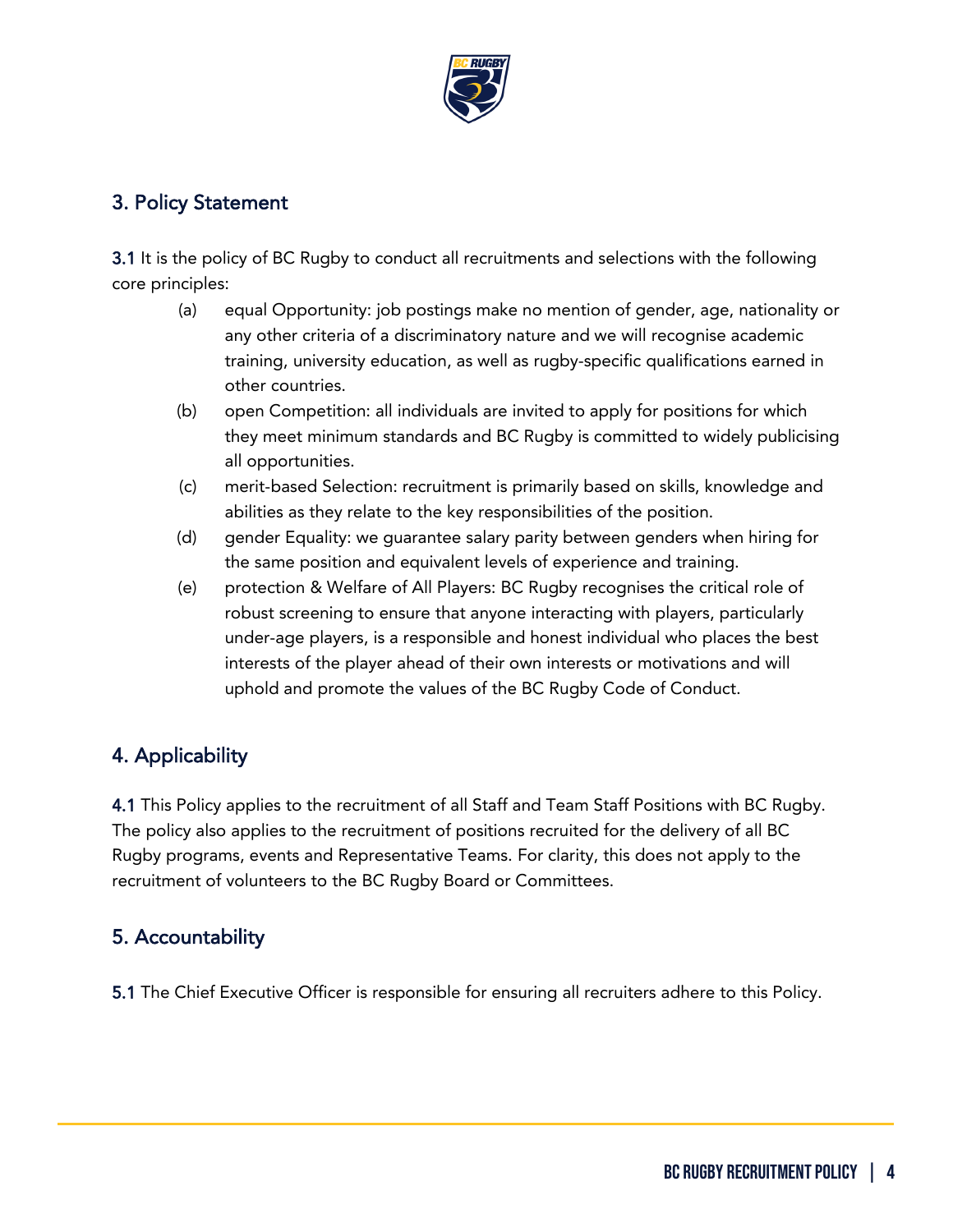## 3. Policy Statement

**3.1** It is the policy of BC Rugby to conduct all recruitments and selections with the following core principles:

(a) equal Opportunity: job postings make no mention of gender, age, nationality or any other criteria of a discriminatory nature and we will recognise academic training, university education, as well as rugby-specific qualifications earned in other countries.

(b) open Competition: all individuals are invited to apply for positions for which they meet minimum standards and BC Rugby is committed to widely publicising all opportunities.

(c) merit-based Selection: recruitment is primarily based on skills, knowledge and abilities as they relate to the key responsibilities of the position.

(d) gender Equality: we guarantee salary parity between genders when hiring for the same position and equivalent levels of experience and training.

(e) protection & Welfare of All Players: BC Rugby recognises the critical role of robust screening to ensure that anyone interacting with players, particularly under-age players, is a responsible and honest individual who places the best interests of the player ahead of their own interests or motivations and will uphold and promote the values of the BC Rugby Code of Conduct.

## 4. Applicability

**4.1** This Policy applies to the recruitment of all Staff and Team Staff Positions with BC Rugby. The policy also applies to the recruitment of positions recruited for the delivery of all BC Rugby programs, events and Representative Teams. For clarity, this does not apply to the recruitment of volunteers to the BC Rugby Board or Committees.

## 5. Accountability

**5.1** The Chief Executive Officer is responsible for ensuring all recruiters adhere to this Policy.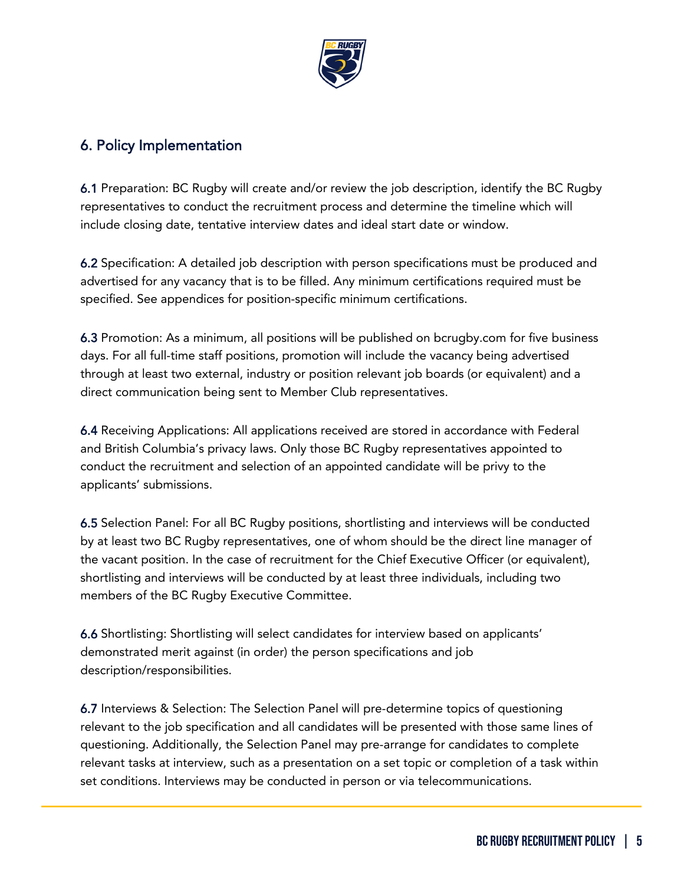## 6. Policy Implementation

**6.1** Preparation: BC Rugby will create and/or review the job description, identify the BC Rugby representatives to conduct the recruitment process and determine the timeline which will include closing date, tentative interview dates and ideal start date or window.

**6.2** Specification: A detailed job description with person specifications must be produced and advertised for any vacancy that is to be filled. Any minimum certifications required must be specified. See appendices for position-specific minimum certifications.

**6.3** Promotion: As a minimum, all positions will be published on bcrugby.com for five business days. For all full-time staff positions, promotion will include the vacancy being advertised through at least two external, industry or position relevant job boards (or equivalent) and a direct communication being sent to Member Club representatives.

**6.4** Receiving Applications: All applications received are stored in accordance with Federal and British Columbia's privacy laws. Only those BC Rugby representatives appointed to conduct the recruitment and selection of an appointed candidate will be privy to the applicants' submissions.

**6.5** Selection Panel: For all BC Rugby positions, shortlisting and interviews will be conducted by at least two BC Rugby representatives, one of whom should be the direct line manager of the vacant position. In the case of recruitment for the Chief Executive Officer (or equivalent), shortlisting and interviews will be conducted by at least three individuals, including two members of the BC Rugby Executive Committee.

**6.6** Shortlisting: Shortlisting will select candidates for interview based on applicants' demonstrated merit against (in order) the person specifications and job description/responsibilities.

**6.7** Interviews & Selection: The Selection Panel will pre-determine topics of questioning relevant to the job specification and all candidates will be presented with those same lines of questioning. Additionally, the Selection Panel may pre-arrange for candidates to complete relevant tasks at interview, such as a presentation on a set topic or completion of a task within set conditions. Interviews may be conducted in person or via telecommunications.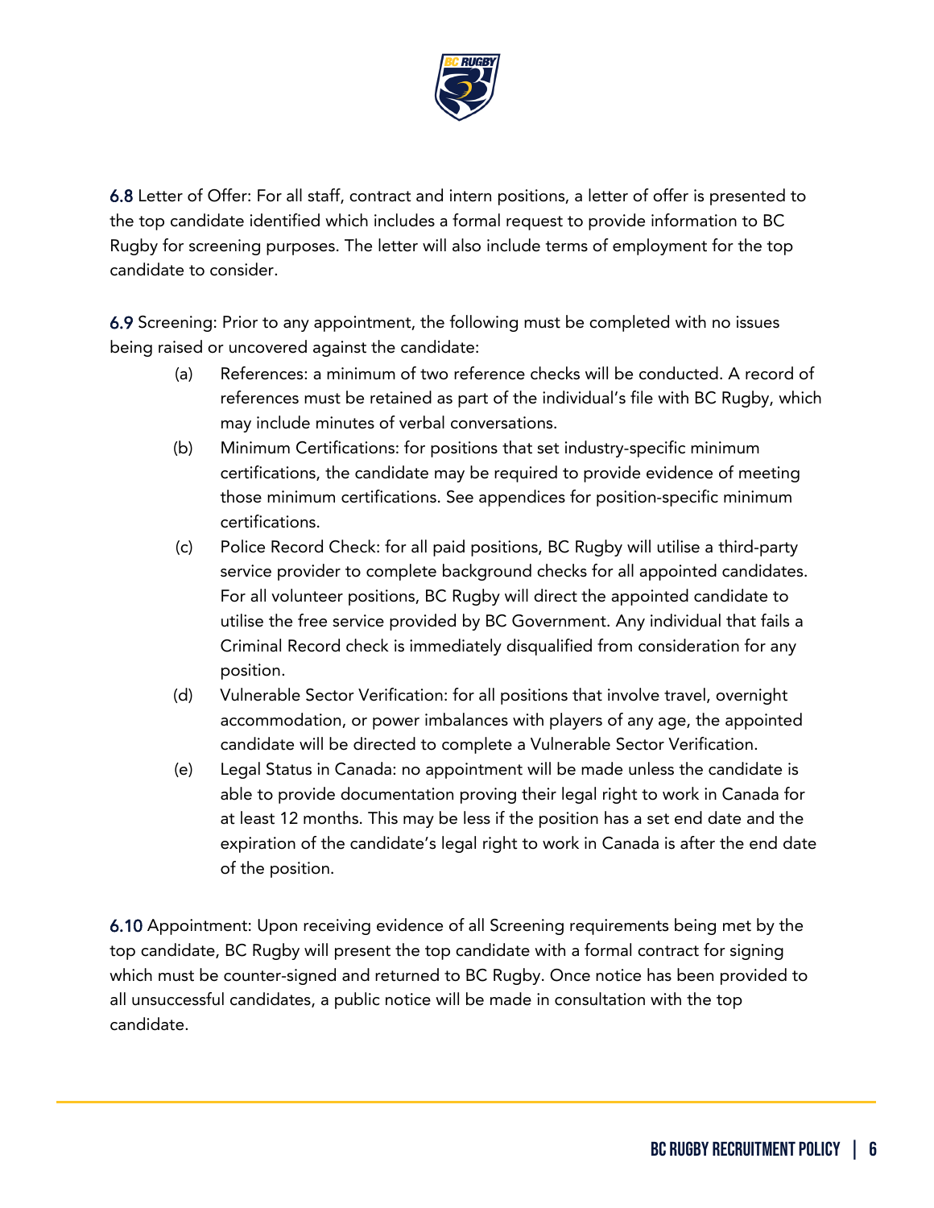**6.8** Letter of Offer: For all staff, contract and intern positions, a letter of offer is presented to the top candidate identified which includes a formal request to provide information to BC Rugby for screening purposes. The letter will also include terms of employment for the top candidate to consider.

**6.9** Screening: Prior to any appointment, the following must be completed with no issues being raised or uncovered against the candidate:

(a) References: a minimum of two reference checks will be conducted. A record of references must be retained as part of the individual's file with BC Rugby, which may include minutes of verbal conversations.

(b) Minimum Certifications: for positions that set industry-specific minimum certifications, the candidate may be required to provide evidence of meeting those minimum certifications. See appendices for position-specific minimum certifications.

(c) Police Record Check: for all paid positions, BC Rugby will utilise a third-party service provider to complete background checks for all appointed candidates. For all volunteer positions, BC Rugby will direct the appointed candidate to utilise the free service provided by BC Government. Any individual that fails a Criminal Record check is immediately disqualified from consideration for any position.

(d) Vulnerable Sector Verification: for all positions that involve travel, overnight accommodation, or power imbalances with players of any age, the appointed candidate will be directed to complete a Vulnerable Sector Verification.

(e) Legal Status in Canada: no appointment will be made unless the candidate is able to provide documentation proving their legal right to work in Canada for at least 12 months. This may be less if the position has a set end date and the expiration of the candidate's legal right to work in Canada is after the end date of the position.

**6.10** Appointment: Upon receiving evidence of all Screening requirements being met by the top candidate, BC Rugby will present the top candidate with a formal contract for signing which must be counter-signed and returned to BC Rugby. Once notice has been provided to all unsuccessful candidates, a public notice will be made in consultation with the top candidate.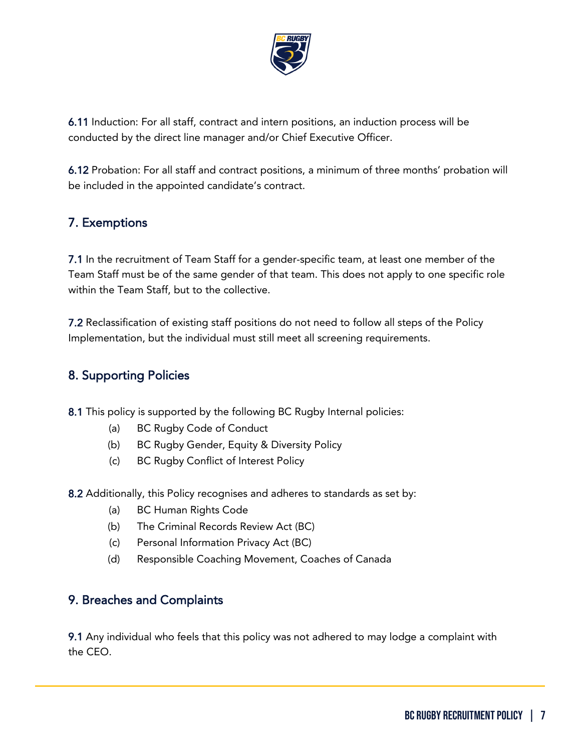6.11 Induction: For all staff, contract and intern positions, an induction process will be conducted by the direct line manager and/or Chief Executive Officer.

6.12 Probation: For all staff and contract positions, a minimum of three months' probation will be included in the appointed candidate's contract.

## 7. Exemptions

7.1 In the recruitment of Team Staff for a gender-specific team, at least one member of the Team Staff must be of the same gender of that team. This does not apply to one specific role within the Team Staff, but to the collective.

7.2 Reclassification of existing staff positions do not need to follow all steps of the Policy Implementation, but the individual must still meet all screening requirements.

## 8. Supporting Policies

8.1 This policy is supported by the following BC Rugby Internal policies:

- (a) BC Rugby Code of Conduct
- (b) BC Rugby Gender, Equity & Diversity Policy
- (c) BC Rugby Conflict of Interest Policy

8.2 Additionally, this Policy recognises and adheres to standards as set by:

- (a) BC Human Rights Code
- (b) The Criminal Records Review Act (BC)
- (c) Personal Information Privacy Act (BC)
- (d) Responsible Coaching Movement, Coaches of Canada

## 9. Breaches and Complaints

9.1 Any individual who feels that this policy was not adhered to may lodge a complaint with the CEO.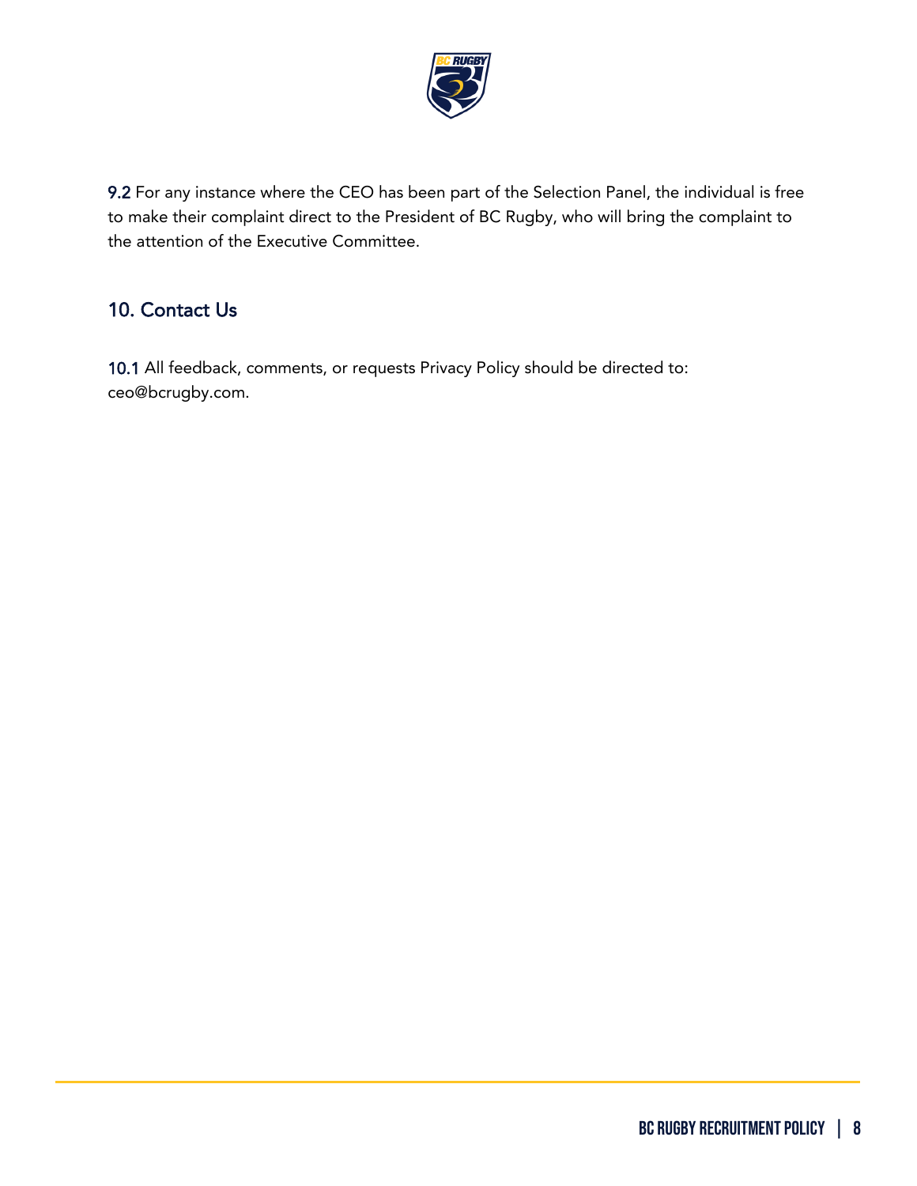9.2 For any instance where the CEO has been part of the Selection Panel, the individual is free to make their complaint direct to the President of BC Rugby, who will bring the complaint to the attention of the Executive Committee.

## 10. Contact Us

10.1 All feedback, comments, or requests Privacy Policy should be directed to: ceo@bcrugby.com.